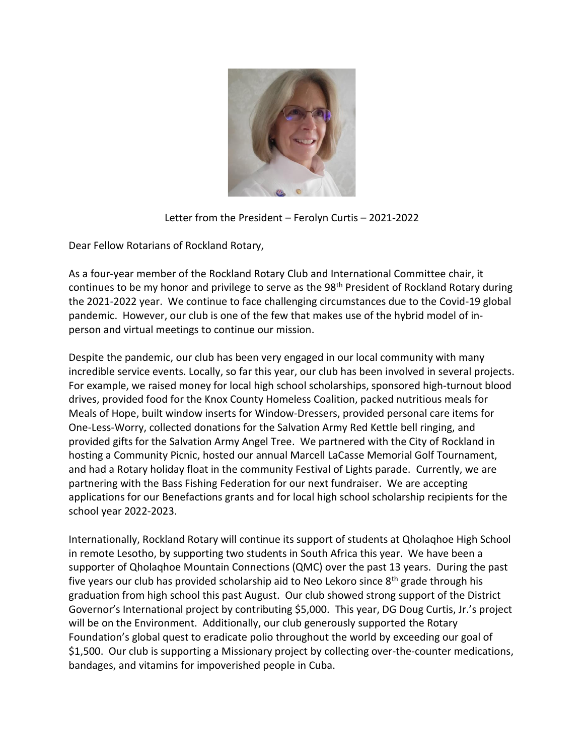Letter from the President – Ferolyn Curtis – 2021-2022

Dear Fellow Rotarians of Rockland Rotary,

As a four-year member of the Rockland Rotary Club and International Committee chair, it continues to be my honor and privilege to serve as the 98th President of Rockland Rotary during the 2021-2022 year. We continue to face challenging circumstances due to the Covid-19 global pandemic. However, our club is one of the few that makes use of the hybrid model of in-person and virtual meetings to continue our mission.

Despite the pandemic, our club has been very engaged in our local community with many incredible service events. Locally, so far this year, our club has been involved in several projects. For example, we raised money for local high school scholarships, sponsored high-turnout blood drives, provided food for the Knox County Homeless Coalition, packed nutritious meals for Meals of Hope, built window inserts for Window-Dressers, provided personal care items for One-Less-Worry, collected donations for the Salvation Army Red Kettle bell ringing, and provided gifts for the Salvation Army Angel Tree. We partnered with the City of Rockland in hosting a Community Picnic, hosted our annual Marcell LaCasse Memorial Golf Tournament, and had a Rotary holiday float in the community Festival of Lights parade. Currently, we are partnering with the Bass Fishing Federation for our next fundraiser. We are accepting applications for our Benefactions grants and for local high school scholarship recipients for the school year 2022-2023.

Internationally, Rockland Rotary will continue its support of students at Qholaqhoe High School in remote Lesotho, by supporting two students in South Africa this year. We have been a supporter of Qholaqhoe Mountain Connections (QMC) over the past 13 years. During the past five years our club has provided scholarship aid to Neo Lekoro since 8th grade through his graduation from high school this past August. Our club showed strong support of the District Governor's International project by contributing $5,000. This year, DG Doug Curtis, Jr.'s project will be on the Environment. Additionally, our club generously supported the Rotary Foundation's global quest to eradicate polio throughout the world by exceeding our goal of $1,500. Our club is supporting a Missionary project by collecting over-the-counter medications, bandages, and vitamins for impoverished people in Cuba.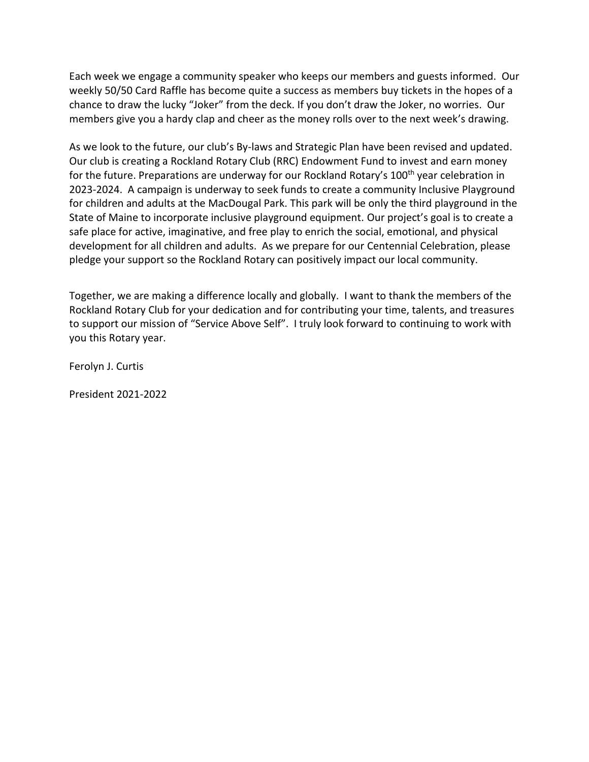Each week we engage a community speaker who keeps our members and guests informed. Our weekly 50/50 Card Raffle has become quite a success as members buy tickets in the hopes of a chance to draw the lucky "Joker" from the deck. If you don't draw the Joker, no worries. Our members give you a hardy clap and cheer as the money rolls over to the next week's drawing.

As we look to the future, our club's By-laws and Strategic Plan have been revised and updated. Our club is creating a Rockland Rotary Club (RRC) Endowment Fund to invest and earn money for the future. Preparations are underway for our Rockland Rotary's 100th year celebration in 2023-2024. A campaign is underway to seek funds to create a community Inclusive Playground for children and adults at the MacDougal Park. This park will be only the third playground in the State of Maine to incorporate inclusive playground equipment. Our project's goal is to create a safe place for active, imaginative, and free play to enrich the social, emotional, and physical development for all children and adults. As we prepare for our Centennial Celebration, please pledge your support so the Rockland Rotary can positively impact our local community.

Together, we are making a difference locally and globally. I want to thank the members of the Rockland Rotary Club for your dedication and for contributing your time, talents, and treasures to support our mission of "Service Above Self". I truly look forward to continuing to work with you this Rotary year.

Ferolyn J. Curtis

President 2021-2022